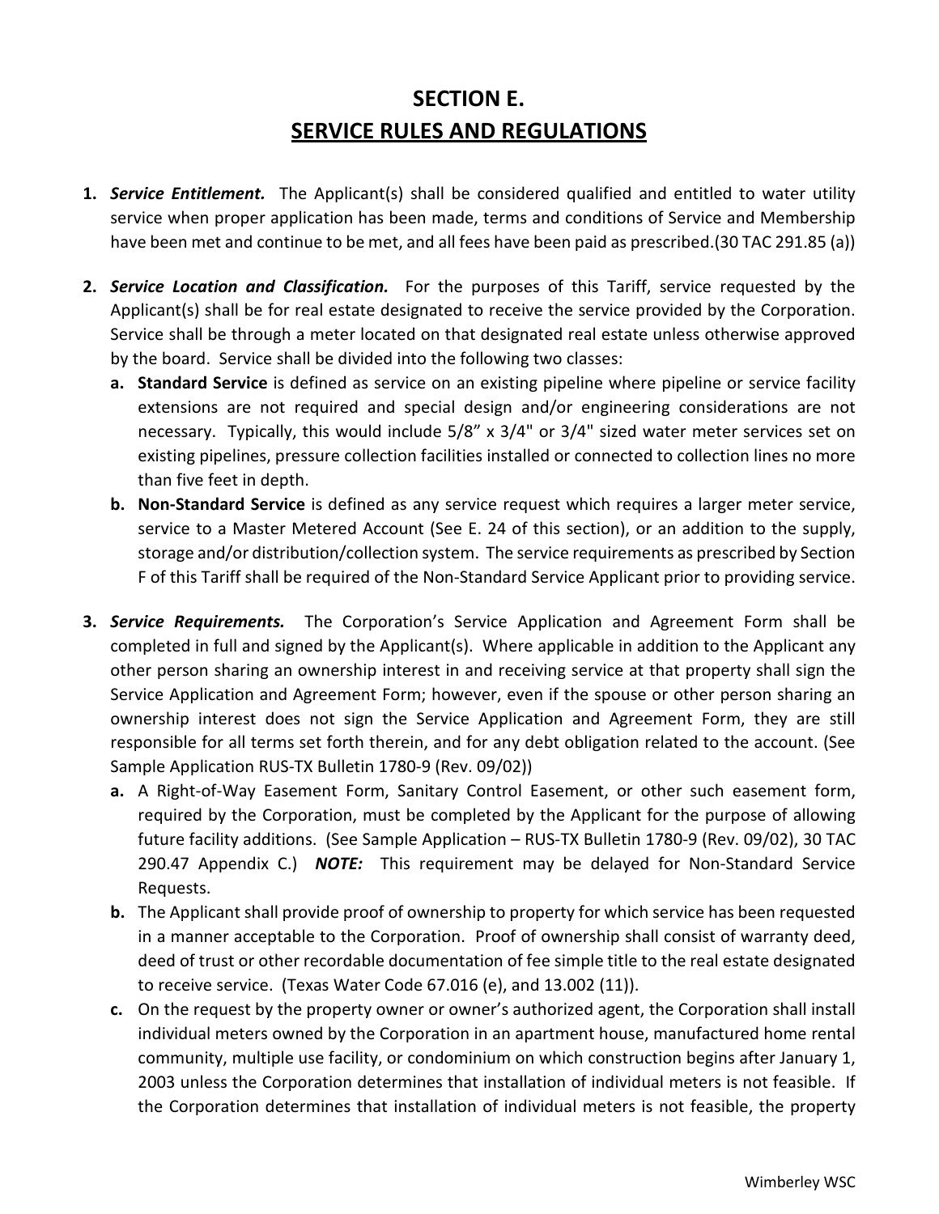# SECTION E.
## SERVICE RULES AND REGULATIONS

1. ***Service Entitlement.*** The Applicant(s) shall be considered qualified and entitled to water utility service when proper application has been made, terms and conditions of Service and Membership have been met and continue to be met, and all fees have been paid as prescribed.(30 TAC 291.85 (a))

2. ***Service Location and Classification.*** For the purposes of this Tariff, service requested by the Applicant(s) shall be for real estate designated to receive the service provided by the Corporation. Service shall be through a meter located on that designated real estate unless otherwise approved by the board. Service shall be divided into the following two classes:
   a. **Standard Service** is defined as service on an existing pipeline where pipeline or service facility extensions are not required and special design and/or engineering considerations are not necessary. Typically, this would include 5/8" x 3/4" or 3/4" sized water meter services set on existing pipelines, pressure collection facilities installed or connected to collection lines no more than five feet in depth.
   b. **Non-Standard Service** is defined as any service request which requires a larger meter service, service to a Master Metered Account (See E. 24 of this section), or an addition to the supply, storage and/or distribution/collection system. The service requirements as prescribed by Section F of this Tariff shall be required of the Non-Standard Service Applicant prior to providing service.

3. ***Service Requirements.*** The Corporation's Service Application and Agreement Form shall be completed in full and signed by the Applicant(s). Where applicable in addition to the Applicant any other person sharing an ownership interest in and receiving service at that property shall sign the Service Application and Agreement Form; however, even if the spouse or other person sharing an ownership interest does not sign the Service Application and Agreement Form, they are still responsible for all terms set forth therein, and for any debt obligation related to the account. (See Sample Application RUS-TX Bulletin 1780-9 (Rev. 09/02))
   a. A Right-of-Way Easement Form, Sanitary Control Easement, or other such easement form, required by the Corporation, must be completed by the Applicant for the purpose of allowing future facility additions. (See Sample Application – RUS-TX Bulletin 1780-9 (Rev. 09/02), 30 TAC 290.47 Appendix C.) ***NOTE:*** This requirement may be delayed for Non-Standard Service Requests.
   b. The Applicant shall provide proof of ownership to property for which service has been requested in a manner acceptable to the Corporation. Proof of ownership shall consist of warranty deed, deed of trust or other recordable documentation of fee simple title to the real estate designated to receive service. (Texas Water Code 67.016 (e), and 13.002 (11)).
   c. On the request by the property owner or owner's authorized agent, the Corporation shall install individual meters owned by the Corporation in an apartment house, manufactured home rental community, multiple use facility, or condominium on which construction begins after January 1, 2003 unless the Corporation determines that installation of individual meters is not feasible. If the Corporation determines that installation of individual meters is not feasible, the property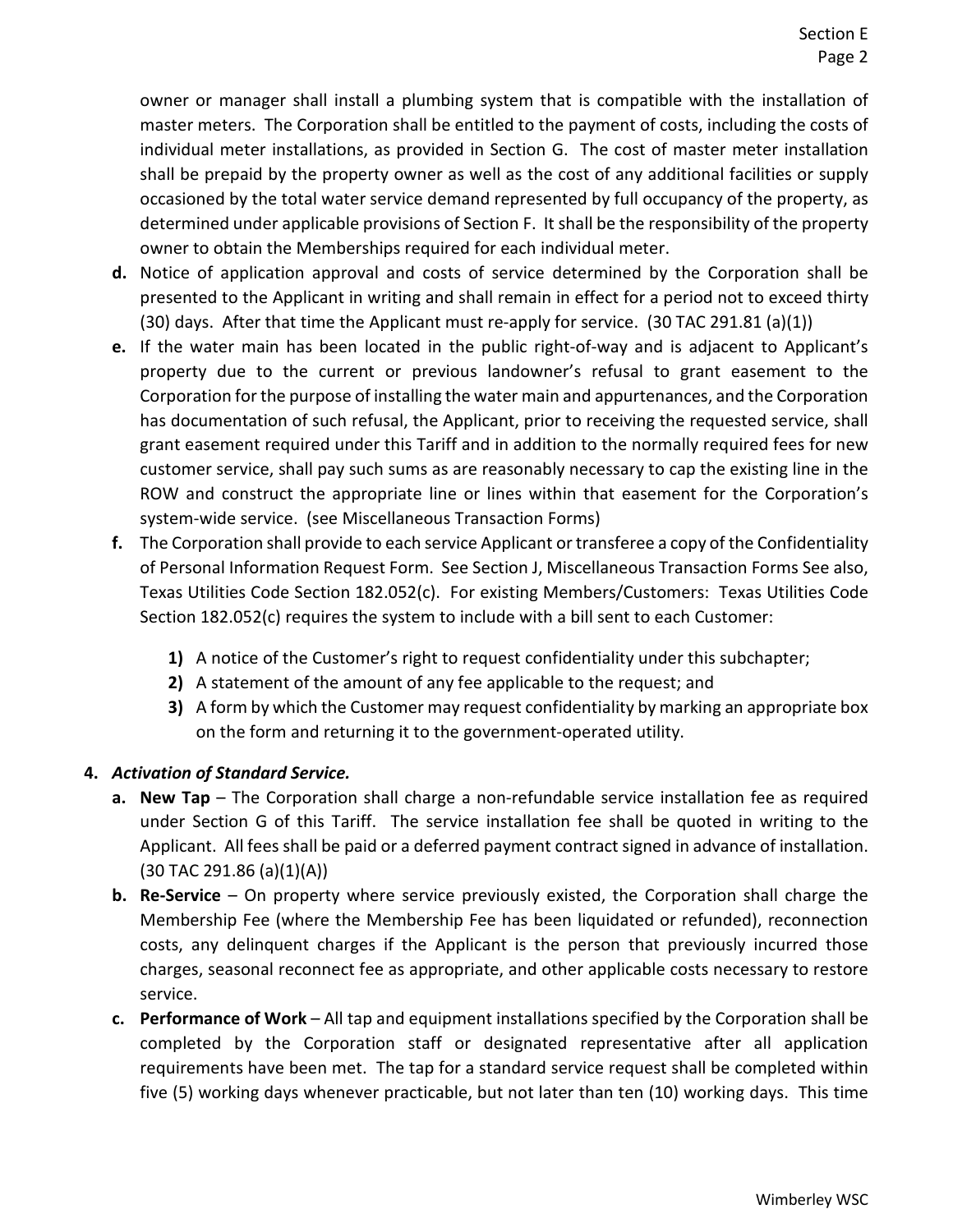owner or manager shall install a plumbing system that is compatible with the installation of master meters. The Corporation shall be entitled to the payment of costs, including the costs of individual meter installations, as provided in Section G. The cost of master meter installation shall be prepaid by the property owner as well as the cost of any additional facilities or supply occasioned by the total water service demand represented by full occupancy of the property, as determined under applicable provisions of Section F. It shall be the responsibility of the property owner to obtain the Memberships required for each individual meter.

**d.** Notice of application approval and costs of service determined by the Corporation shall be presented to the Applicant in writing and shall remain in effect for a period not to exceed thirty (30) days. After that time the Applicant must re-apply for service. (30 TAC 291.81 (a)(1))

**e.** If the water main has been located in the public right-of-way and is adjacent to Applicant's property due to the current or previous landowner's refusal to grant easement to the Corporation for the purpose of installing the water main and appurtenances, and the Corporation has documentation of such refusal, the Applicant, prior to receiving the requested service, shall grant easement required under this Tariff and in addition to the normally required fees for new customer service, shall pay such sums as are reasonably necessary to cap the existing line in the ROW and construct the appropriate line or lines within that easement for the Corporation's system-wide service. (see Miscellaneous Transaction Forms)

**f.** The Corporation shall provide to each service Applicant or transferee a copy of the Confidentiality of Personal Information Request Form. See Section J, Miscellaneous Transaction Forms See also, Texas Utilities Code Section 182.052(c). For existing Members/Customers: Texas Utilities Code Section 182.052(c) requires the system to include with a bill sent to each Customer:

   **1)** A notice of the Customer's right to request confidentiality under this subchapter;
   **2)** A statement of the amount of any fee applicable to the request; and
   **3)** A form by which the Customer may request confidentiality by marking an appropriate box on the form and returning it to the government-operated utility.

**4.** ***Activation of Standard Service.***

**a.** **New Tap** – The Corporation shall charge a non-refundable service installation fee as required under Section G of this Tariff. The service installation fee shall be quoted in writing to the Applicant. All fees shall be paid or a deferred payment contract signed in advance of installation. (30 TAC 291.86 (a)(1)(A))

**b.** **Re-Service** – On property where service previously existed, the Corporation shall charge the Membership Fee (where the Membership Fee has been liquidated or refunded), reconnection costs, any delinquent charges if the Applicant is the person that previously incurred those charges, seasonal reconnect fee as appropriate, and other applicable costs necessary to restore service.

**c.** **Performance of Work** – All tap and equipment installations specified by the Corporation shall be completed by the Corporation staff or designated representative after all application requirements have been met. The tap for a standard service request shall be completed within five (5) working days whenever practicable, but not later than ten (10) working days. This time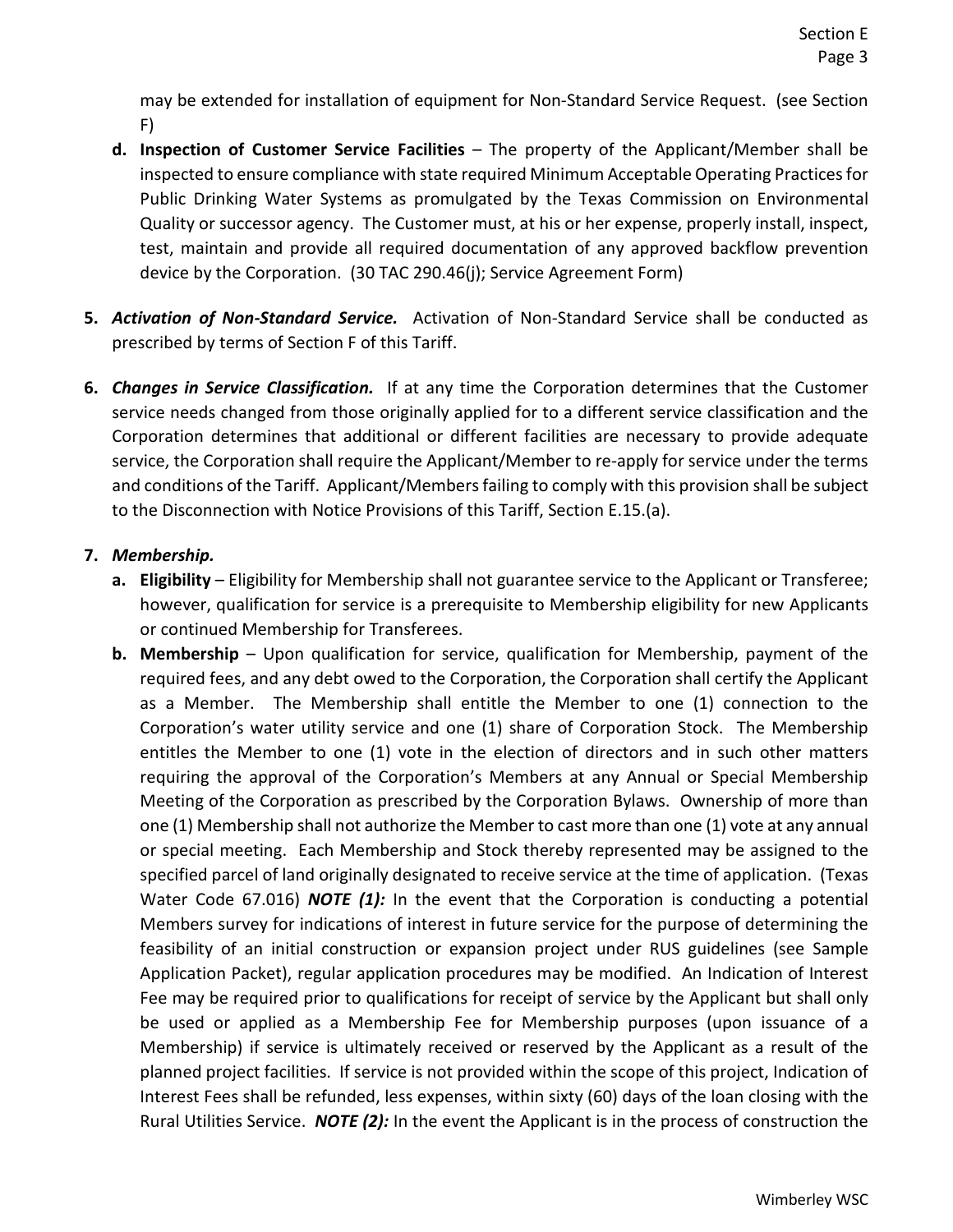may be extended for installation of equipment for Non-Standard Service Request. (see Section F)

- **d. Inspection of Customer Service Facilities** – The property of the Applicant/Member shall be inspected to ensure compliance with state required Minimum Acceptable Operating Practices for Public Drinking Water Systems as promulgated by the Texas Commission on Environmental Quality or successor agency. The Customer must, at his or her expense, properly install, inspect, test, maintain and provide all required documentation of any approved backflow prevention device by the Corporation. (30 TAC 290.46(j); Service Agreement Form)

**5.** ***Activation of Non-Standard Service.*** Activation of Non-Standard Service shall be conducted as prescribed by terms of Section F of this Tariff.

**6.** ***Changes in Service Classification.*** If at any time the Corporation determines that the Customer service needs changed from those originally applied for to a different service classification and the Corporation determines that additional or different facilities are necessary to provide adequate service, the Corporation shall require the Applicant/Member to re-apply for service under the terms and conditions of the Tariff. Applicant/Members failing to comply with this provision shall be subject to the Disconnection with Notice Provisions of this Tariff, Section E.15.(a).

**7.** ***Membership.***

- **a. Eligibility** – Eligibility for Membership shall not guarantee service to the Applicant or Transferee; however, qualification for service is a prerequisite to Membership eligibility for new Applicants or continued Membership for Transferees.
- **b. Membership** – Upon qualification for service, qualification for Membership, payment of the required fees, and any debt owed to the Corporation, the Corporation shall certify the Applicant as a Member. The Membership shall entitle the Member to one (1) connection to the Corporation's water utility service and one (1) share of Corporation Stock. The Membership entitles the Member to one (1) vote in the election of directors and in such other matters requiring the approval of the Corporation's Members at any Annual or Special Membership Meeting of the Corporation as prescribed by the Corporation Bylaws. Ownership of more than one (1) Membership shall not authorize the Member to cast more than one (1) vote at any annual or special meeting. Each Membership and Stock thereby represented may be assigned to the specified parcel of land originally designated to receive service at the time of application. (Texas Water Code 67.016) ***NOTE (1):*** In the event that the Corporation is conducting a potential Members survey for indications of interest in future service for the purpose of determining the feasibility of an initial construction or expansion project under RUS guidelines (see Sample Application Packet), regular application procedures may be modified. An Indication of Interest Fee may be required prior to qualifications for receipt of service by the Applicant but shall only be used or applied as a Membership Fee for Membership purposes (upon issuance of a Membership) if service is ultimately received or reserved by the Applicant as a result of the planned project facilities. If service is not provided within the scope of this project, Indication of Interest Fees shall be refunded, less expenses, within sixty (60) days of the loan closing with the Rural Utilities Service. ***NOTE (2):*** In the event the Applicant is in the process of construction the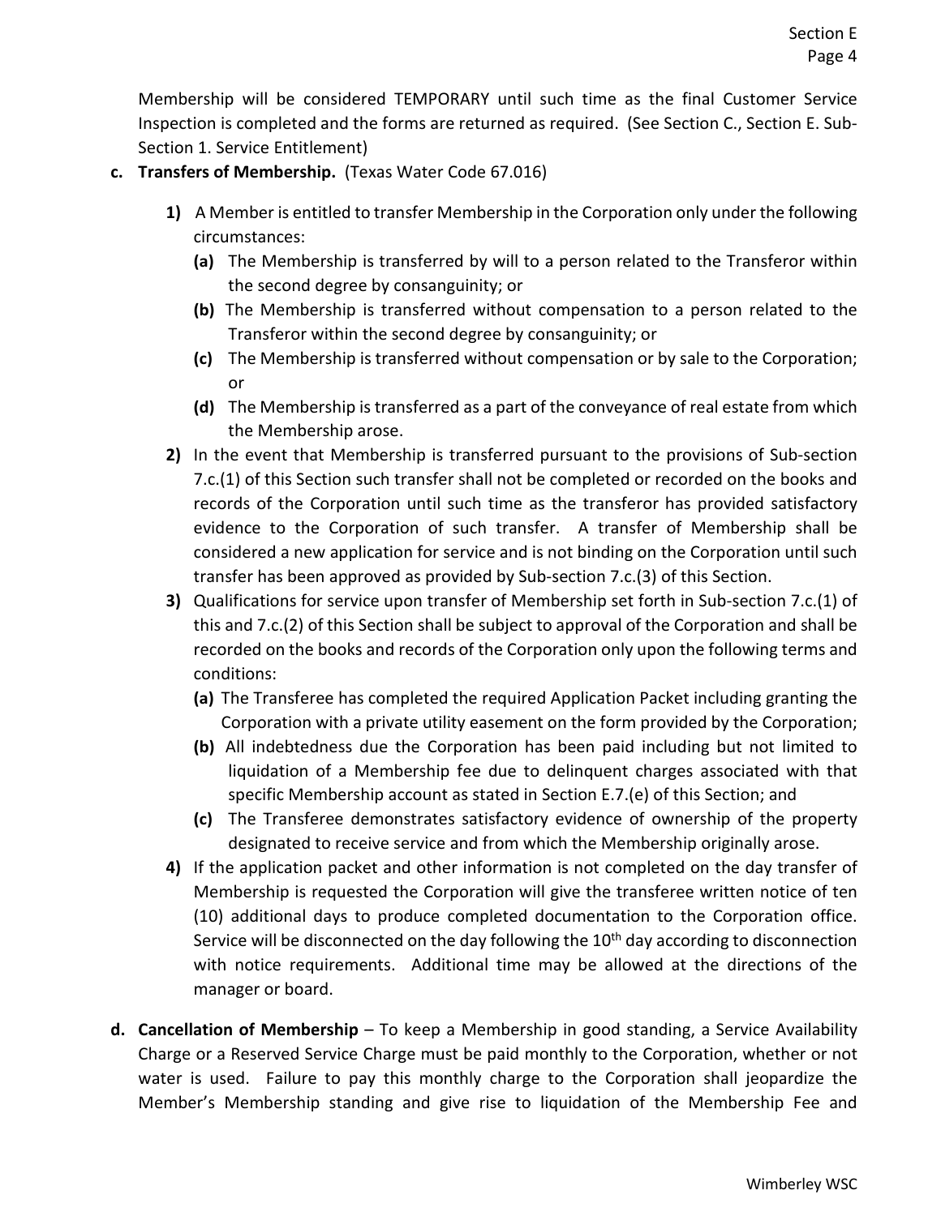Membership will be considered TEMPORARY until such time as the final Customer Service Inspection is completed and the forms are returned as required. (See Section C., Section E. Sub-Section 1. Service Entitlement)

**c. Transfers of Membership.** (Texas Water Code 67.016)

1) A Member is entitled to transfer Membership in the Corporation only under the following circumstances:
   - **(a)** The Membership is transferred by will to a person related to the Transferor within the second degree by consanguinity; or
   - **(b)** The Membership is transferred without compensation to a person related to the Transferor within the second degree by consanguinity; or
   - **(c)** The Membership is transferred without compensation or by sale to the Corporation; or
   - **(d)** The Membership is transferred as a part of the conveyance of real estate from which the Membership arose.
2) In the event that Membership is transferred pursuant to the provisions of Sub-section 7.c.(1) of this Section such transfer shall not be completed or recorded on the books and records of the Corporation until such time as the transferor has provided satisfactory evidence to the Corporation of such transfer. A transfer of Membership shall be considered a new application for service and is not binding on the Corporation until such transfer has been approved as provided by Sub-section 7.c.(3) of this Section.
3) Qualifications for service upon transfer of Membership set forth in Sub-section 7.c.(1) of this and 7.c.(2) of this Section shall be subject to approval of the Corporation and shall be recorded on the books and records of the Corporation only upon the following terms and conditions:
   - **(a)** The Transferee has completed the required Application Packet including granting the Corporation with a private utility easement on the form provided by the Corporation;
   - **(b)** All indebtedness due the Corporation has been paid including but not limited to liquidation of a Membership fee due to delinquent charges associated with that specific Membership account as stated in Section E.7.(e) of this Section; and
   - **(c)** The Transferee demonstrates satisfactory evidence of ownership of the property designated to receive service and from which the Membership originally arose.
4) If the application packet and other information is not completed on the day transfer of Membership is requested the Corporation will give the transferee written notice of ten (10) additional days to produce completed documentation to the Corporation office. Service will be disconnected on the day following the 10th day according to disconnection with notice requirements. Additional time may be allowed at the directions of the manager or board.

**d. Cancellation of Membership** – To keep a Membership in good standing, a Service Availability Charge or a Reserved Service Charge must be paid monthly to the Corporation, whether or not water is used. Failure to pay this monthly charge to the Corporation shall jeopardize the Member's Membership standing and give rise to liquidation of the Membership Fee and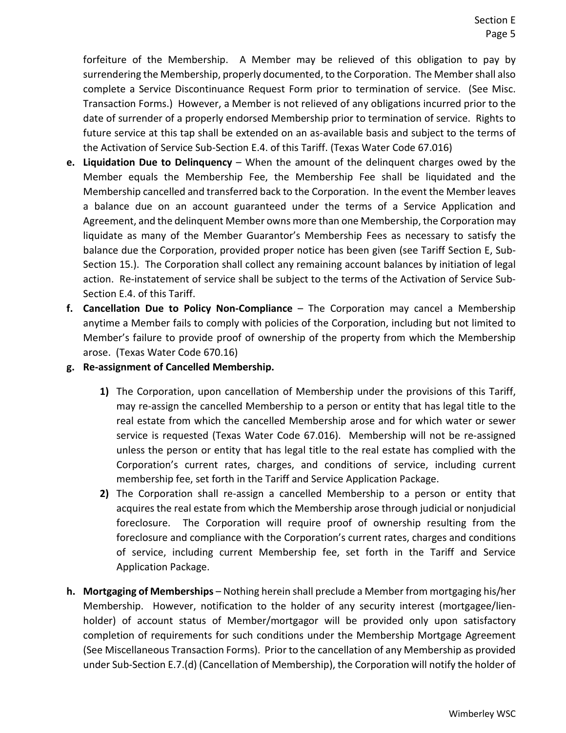forfeiture of the Membership. A Member may be relieved of this obligation to pay by surrendering the Membership, properly documented, to the Corporation. The Member shall also complete a Service Discontinuance Request Form prior to termination of service. (See Misc. Transaction Forms.) However, a Member is not relieved of any obligations incurred prior to the date of surrender of a properly endorsed Membership prior to termination of service. Rights to future service at this tap shall be extended on an as-available basis and subject to the terms of the Activation of Service Sub-Section E.4. of this Tariff. (Texas Water Code 67.016)

**e. Liquidation Due to Delinquency** – When the amount of the delinquent charges owed by the Member equals the Membership Fee, the Membership Fee shall be liquidated and the Membership cancelled and transferred back to the Corporation. In the event the Member leaves a balance due on an account guaranteed under the terms of a Service Application and Agreement, and the delinquent Member owns more than one Membership, the Corporation may liquidate as many of the Member Guarantor's Membership Fees as necessary to satisfy the balance due the Corporation, provided proper notice has been given (see Tariff Section E, Sub-Section 15.). The Corporation shall collect any remaining account balances by initiation of legal action. Re-instatement of service shall be subject to the terms of the Activation of Service Sub-Section E.4. of this Tariff.

**f. Cancellation Due to Policy Non-Compliance** – The Corporation may cancel a Membership anytime a Member fails to comply with policies of the Corporation, including but not limited to Member's failure to provide proof of ownership of the property from which the Membership arose. (Texas Water Code 670.16)

**g. Re-assignment of Cancelled Membership.**

**1)** The Corporation, upon cancellation of Membership under the provisions of this Tariff, may re-assign the cancelled Membership to a person or entity that has legal title to the real estate from which the cancelled Membership arose and for which water or sewer service is requested (Texas Water Code 67.016). Membership will not be re-assigned unless the person or entity that has legal title to the real estate has complied with the Corporation's current rates, charges, and conditions of service, including current membership fee, set forth in the Tariff and Service Application Package.

**2)** The Corporation shall re-assign a cancelled Membership to a person or entity that acquires the real estate from which the Membership arose through judicial or nonjudicial foreclosure. The Corporation will require proof of ownership resulting from the foreclosure and compliance with the Corporation's current rates, charges and conditions of service, including current Membership fee, set forth in the Tariff and Service Application Package.

**h. Mortgaging of Memberships** – Nothing herein shall preclude a Member from mortgaging his/her Membership. However, notification to the holder of any security interest (mortgagee/lien-holder) of account status of Member/mortgagor will be provided only upon satisfactory completion of requirements for such conditions under the Membership Mortgage Agreement (See Miscellaneous Transaction Forms). Prior to the cancellation of any Membership as provided under Sub-Section E.7.(d) (Cancellation of Membership), the Corporation will notify the holder of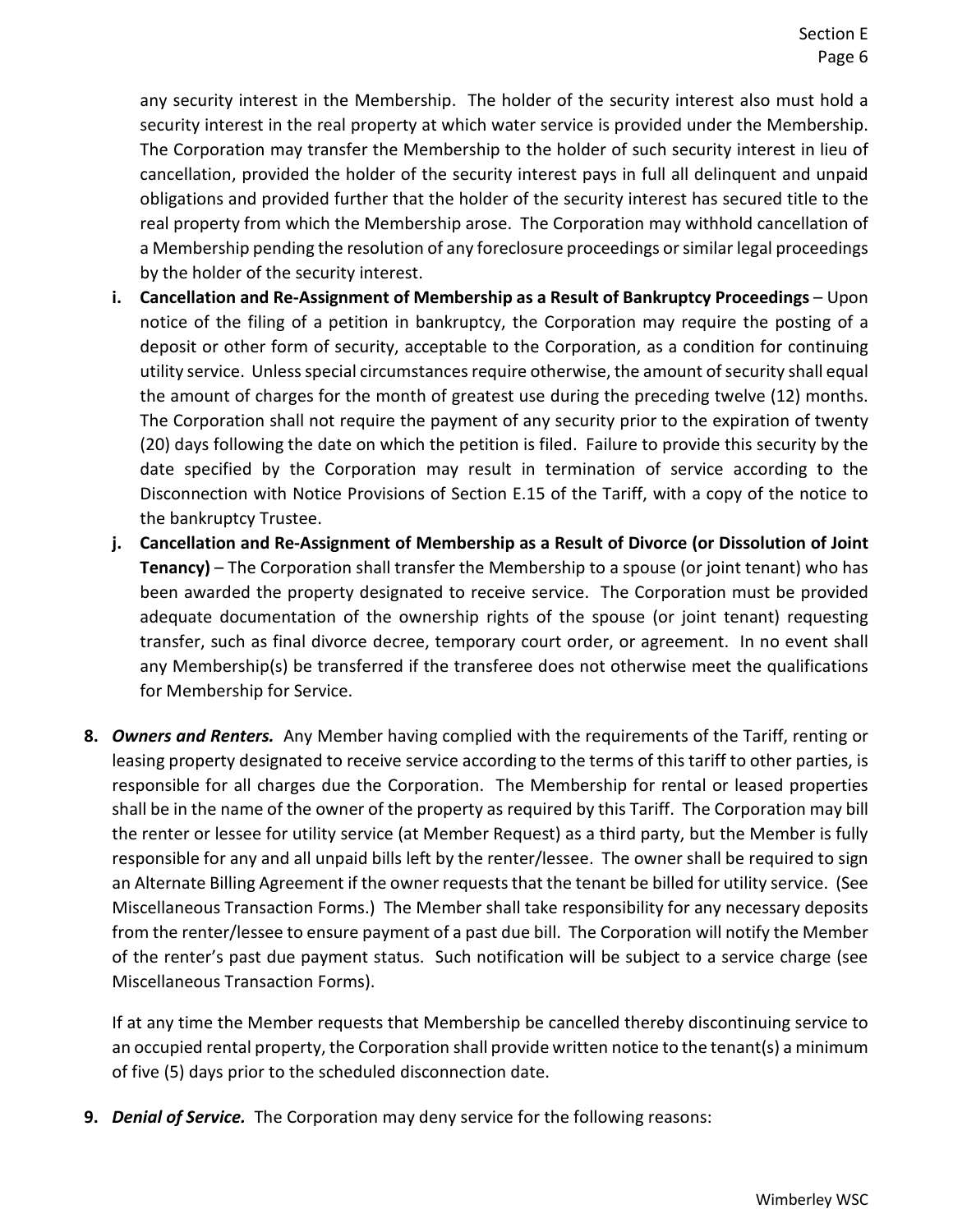any security interest in the Membership. The holder of the security interest also must hold a security interest in the real property at which water service is provided under the Membership. The Corporation may transfer the Membership to the holder of such security interest in lieu of cancellation, provided the holder of the security interest pays in full all delinquent and unpaid obligations and provided further that the holder of the security interest has secured title to the real property from which the Membership arose. The Corporation may withhold cancellation of a Membership pending the resolution of any foreclosure proceedings or similar legal proceedings by the holder of the security interest.

i. **Cancellation and Re-Assignment of Membership as a Result of Bankruptcy Proceedings** – Upon notice of the filing of a petition in bankruptcy, the Corporation may require the posting of a deposit or other form of security, acceptable to the Corporation, as a condition for continuing utility service. Unless special circumstances require otherwise, the amount of security shall equal the amount of charges for the month of greatest use during the preceding twelve (12) months. The Corporation shall not require the payment of any security prior to the expiration of twenty (20) days following the date on which the petition is filed. Failure to provide this security by the date specified by the Corporation may result in termination of service according to the Disconnection with Notice Provisions of Section E.15 of the Tariff, with a copy of the notice to the bankruptcy Trustee.

j. **Cancellation and Re-Assignment of Membership as a Result of Divorce (or Dissolution of Joint Tenancy)** – The Corporation shall transfer the Membership to a spouse (or joint tenant) who has been awarded the property designated to receive service. The Corporation must be provided adequate documentation of the ownership rights of the spouse (or joint tenant) requesting transfer, such as final divorce decree, temporary court order, or agreement. In no event shall any Membership(s) be transferred if the transferee does not otherwise meet the qualifications for Membership for Service.

**8.** ***Owners and Renters.*** Any Member having complied with the requirements of the Tariff, renting or leasing property designated to receive service according to the terms of this tariff to other parties, is responsible for all charges due the Corporation. The Membership for rental or leased properties shall be in the name of the owner of the property as required by this Tariff. The Corporation may bill the renter or lessee for utility service (at Member Request) as a third party, but the Member is fully responsible for any and all unpaid bills left by the renter/lessee. The owner shall be required to sign an Alternate Billing Agreement if the owner requests that the tenant be billed for utility service. (See Miscellaneous Transaction Forms.) The Member shall take responsibility for any necessary deposits from the renter/lessee to ensure payment of a past due bill. The Corporation will notify the Member of the renter's past due payment status. Such notification will be subject to a service charge (see Miscellaneous Transaction Forms).

If at any time the Member requests that Membership be cancelled thereby discontinuing service to an occupied rental property, the Corporation shall provide written notice to the tenant(s) a minimum of five (5) days prior to the scheduled disconnection date.

**9.** ***Denial of Service.*** The Corporation may deny service for the following reasons: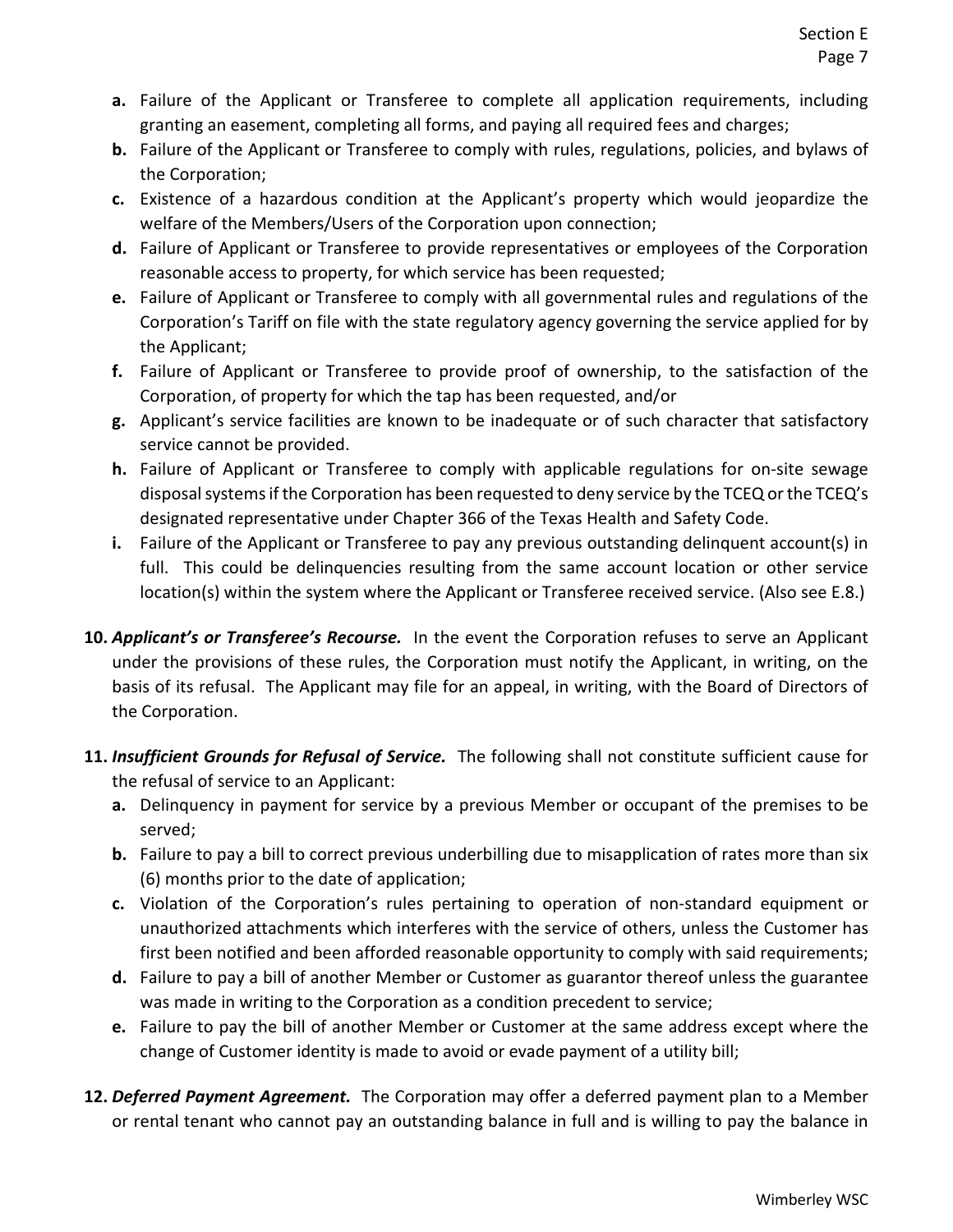- **a.** Failure of the Applicant or Transferee to complete all application requirements, including granting an easement, completing all forms, and paying all required fees and charges;
- **b.** Failure of the Applicant or Transferee to comply with rules, regulations, policies, and bylaws of the Corporation;
- **c.** Existence of a hazardous condition at the Applicant's property which would jeopardize the welfare of the Members/Users of the Corporation upon connection;
- **d.** Failure of Applicant or Transferee to provide representatives or employees of the Corporation reasonable access to property, for which service has been requested;
- **e.** Failure of Applicant or Transferee to comply with all governmental rules and regulations of the Corporation's Tariff on file with the state regulatory agency governing the service applied for by the Applicant;
- **f.** Failure of Applicant or Transferee to provide proof of ownership, to the satisfaction of the Corporation, of property for which the tap has been requested, and/or
- **g.** Applicant's service facilities are known to be inadequate or of such character that satisfactory service cannot be provided.
- **h.** Failure of Applicant or Transferee to comply with applicable regulations for on-site sewage disposal systems if the Corporation has been requested to deny service by the TCEQ or the TCEQ's designated representative under Chapter 366 of the Texas Health and Safety Code.
- **i.** Failure of the Applicant or Transferee to pay any previous outstanding delinquent account(s) in full. This could be delinquencies resulting from the same account location or other service location(s) within the system where the Applicant or Transferee received service. (Also see E.8.)

**10.** ***Applicant's or Transferee's Recourse.*** In the event the Corporation refuses to serve an Applicant under the provisions of these rules, the Corporation must notify the Applicant, in writing, on the basis of its refusal. The Applicant may file for an appeal, in writing, with the Board of Directors of the Corporation.

**11.** ***Insufficient Grounds for Refusal of Service.*** The following shall not constitute sufficient cause for the refusal of service to an Applicant:

- **a.** Delinquency in payment for service by a previous Member or occupant of the premises to be served;
- **b.** Failure to pay a bill to correct previous underbilling due to misapplication of rates more than six (6) months prior to the date of application;
- **c.** Violation of the Corporation's rules pertaining to operation of non-standard equipment or unauthorized attachments which interferes with the service of others, unless the Customer has first been notified and been afforded reasonable opportunity to comply with said requirements;
- **d.** Failure to pay a bill of another Member or Customer as guarantor thereof unless the guarantee was made in writing to the Corporation as a condition precedent to service;
- **e.** Failure to pay the bill of another Member or Customer at the same address except where the change of Customer identity is made to avoid or evade payment of a utility bill;

**12.** ***Deferred Payment Agreement.*** The Corporation may offer a deferred payment plan to a Member or rental tenant who cannot pay an outstanding balance in full and is willing to pay the balance in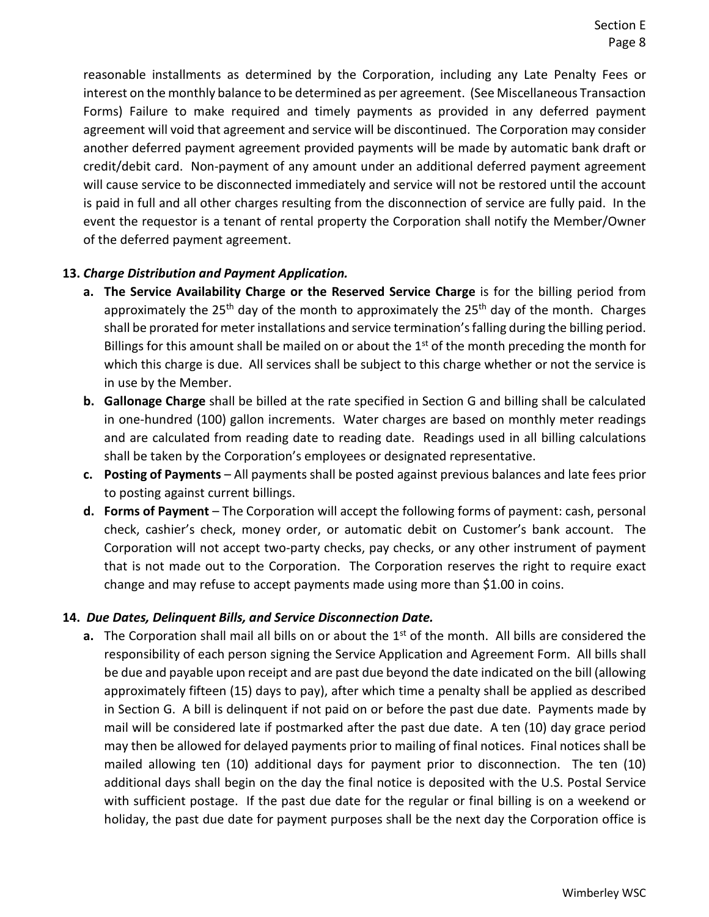reasonable installments as determined by the Corporation, including any Late Penalty Fees or interest on the monthly balance to be determined as per agreement. (See Miscellaneous Transaction Forms) Failure to make required and timely payments as provided in any deferred payment agreement will void that agreement and service will be discontinued. The Corporation may consider another deferred payment agreement provided payments will be made by automatic bank draft or credit/debit card. Non-payment of any amount under an additional deferred payment agreement will cause service to be disconnected immediately and service will not be restored until the account is paid in full and all other charges resulting from the disconnection of service are fully paid. In the event the requestor is a tenant of rental property the Corporation shall notify the Member/Owner of the deferred payment agreement.

**13.** ***Charge Distribution and Payment Application.***

**a. The Service Availability Charge or the Reserved Service Charge** is for the billing period from approximately the 25th day of the month to approximately the 25th day of the month. Charges shall be prorated for meter installations and service termination's falling during the billing period. Billings for this amount shall be mailed on or about the 1st of the month preceding the month for which this charge is due. All services shall be subject to this charge whether or not the service is in use by the Member.

**b. Gallonage Charge** shall be billed at the rate specified in Section G and billing shall be calculated in one-hundred (100) gallon increments. Water charges are based on monthly meter readings and are calculated from reading date to reading date. Readings used in all billing calculations shall be taken by the Corporation's employees or designated representative.

**c. Posting of Payments** – All payments shall be posted against previous balances and late fees prior to posting against current billings.

**d. Forms of Payment** – The Corporation will accept the following forms of payment: cash, personal check, cashier's check, money order, or automatic debit on Customer's bank account. The Corporation will not accept two-party checks, pay checks, or any other instrument of payment that is not made out to the Corporation. The Corporation reserves the right to require exact change and may refuse to accept payments made using more than $1.00 in coins.

**14.** ***Due Dates, Delinquent Bills, and Service Disconnection Date.***

**a.** The Corporation shall mail all bills on or about the 1st of the month. All bills are considered the responsibility of each person signing the Service Application and Agreement Form. All bills shall be due and payable upon receipt and are past due beyond the date indicated on the bill (allowing approximately fifteen (15) days to pay), after which time a penalty shall be applied as described in Section G. A bill is delinquent if not paid on or before the past due date. Payments made by mail will be considered late if postmarked after the past due date. A ten (10) day grace period may then be allowed for delayed payments prior to mailing of final notices. Final notices shall be mailed allowing ten (10) additional days for payment prior to disconnection. The ten (10) additional days shall begin on the day the final notice is deposited with the U.S. Postal Service with sufficient postage. If the past due date for the regular or final billing is on a weekend or holiday, the past due date for payment purposes shall be the next day the Corporation office is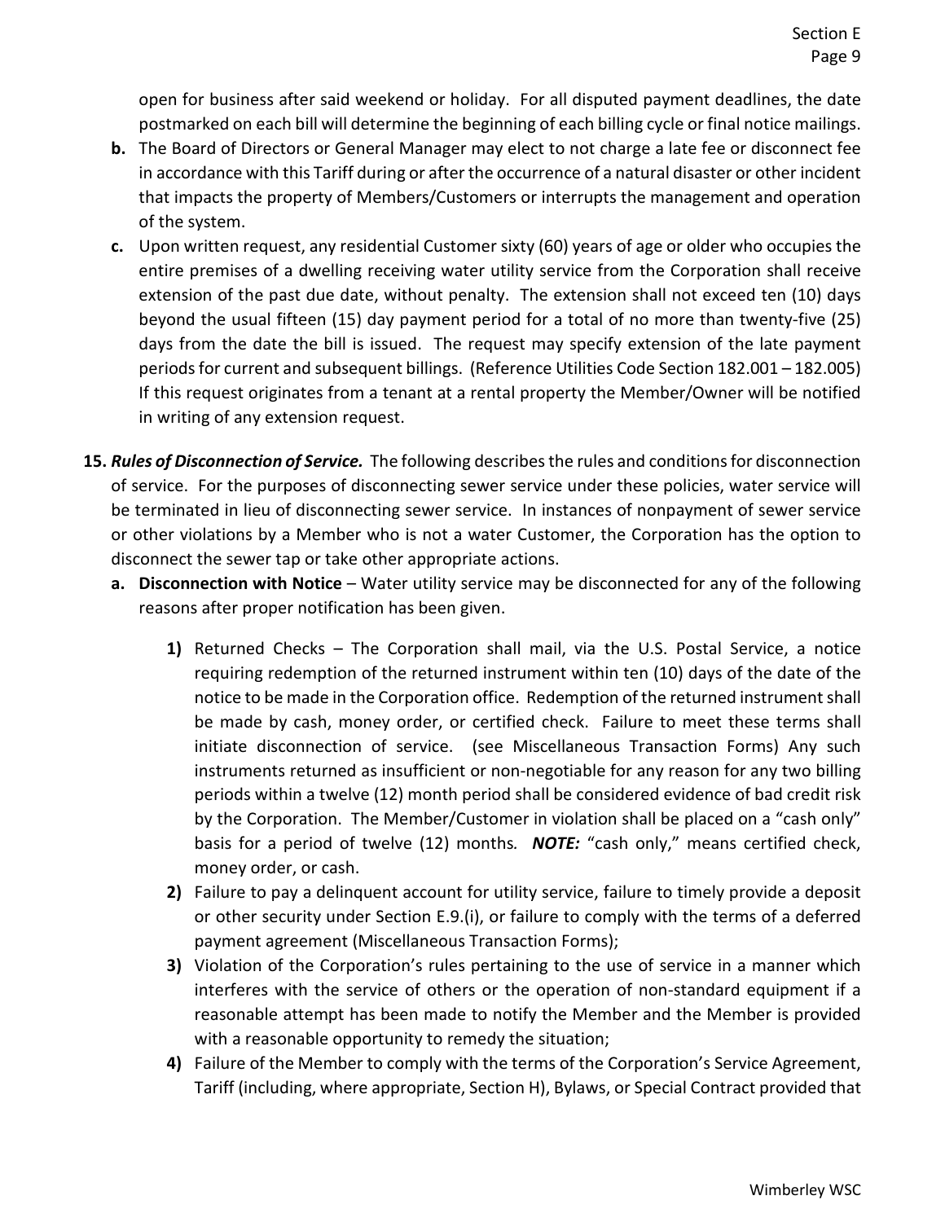open for business after said weekend or holiday. For all disputed payment deadlines, the date postmarked on each bill will determine the beginning of each billing cycle or final notice mailings.

**b.** The Board of Directors or General Manager may elect to not charge a late fee or disconnect fee in accordance with this Tariff during or after the occurrence of a natural disaster or other incident that impacts the property of Members/Customers or interrupts the management and operation of the system.

**c.** Upon written request, any residential Customer sixty (60) years of age or older who occupies the entire premises of a dwelling receiving water utility service from the Corporation shall receive extension of the past due date, without penalty. The extension shall not exceed ten (10) days beyond the usual fifteen (15) day payment period for a total of no more than twenty-five (25) days from the date the bill is issued. The request may specify extension of the late payment periods for current and subsequent billings. (Reference Utilities Code Section 182.001 – 182.005) If this request originates from a tenant at a rental property the Member/Owner will be notified in writing of any extension request.

**15.** ***Rules of Disconnection of Service.*** The following describes the rules and conditions for disconnection of service. For the purposes of disconnecting sewer service under these policies, water service will be terminated in lieu of disconnecting sewer service. In instances of nonpayment of sewer service or other violations by a Member who is not a water Customer, the Corporation has the option to disconnect the sewer tap or take other appropriate actions.

**a. Disconnection with Notice** – Water utility service may be disconnected for any of the following reasons after proper notification has been given.

**1)** Returned Checks – The Corporation shall mail, via the U.S. Postal Service, a notice requiring redemption of the returned instrument within ten (10) days of the date of the notice to be made in the Corporation office. Redemption of the returned instrument shall be made by cash, money order, or certified check. Failure to meet these terms shall initiate disconnection of service. (see Miscellaneous Transaction Forms) Any such instruments returned as insufficient or non-negotiable for any reason for any two billing periods within a twelve (12) month period shall be considered evidence of bad credit risk by the Corporation. The Member/Customer in violation shall be placed on a "cash only" basis for a period of twelve (12) months. ***NOTE:*** "cash only," means certified check, money order, or cash.

**2)** Failure to pay a delinquent account for utility service, failure to timely provide a deposit or other security under Section E.9.(i), or failure to comply with the terms of a deferred payment agreement (Miscellaneous Transaction Forms);

**3)** Violation of the Corporation's rules pertaining to the use of service in a manner which interferes with the service of others or the operation of non-standard equipment if a reasonable attempt has been made to notify the Member and the Member is provided with a reasonable opportunity to remedy the situation;

**4)** Failure of the Member to comply with the terms of the Corporation's Service Agreement, Tariff (including, where appropriate, Section H), Bylaws, or Special Contract provided that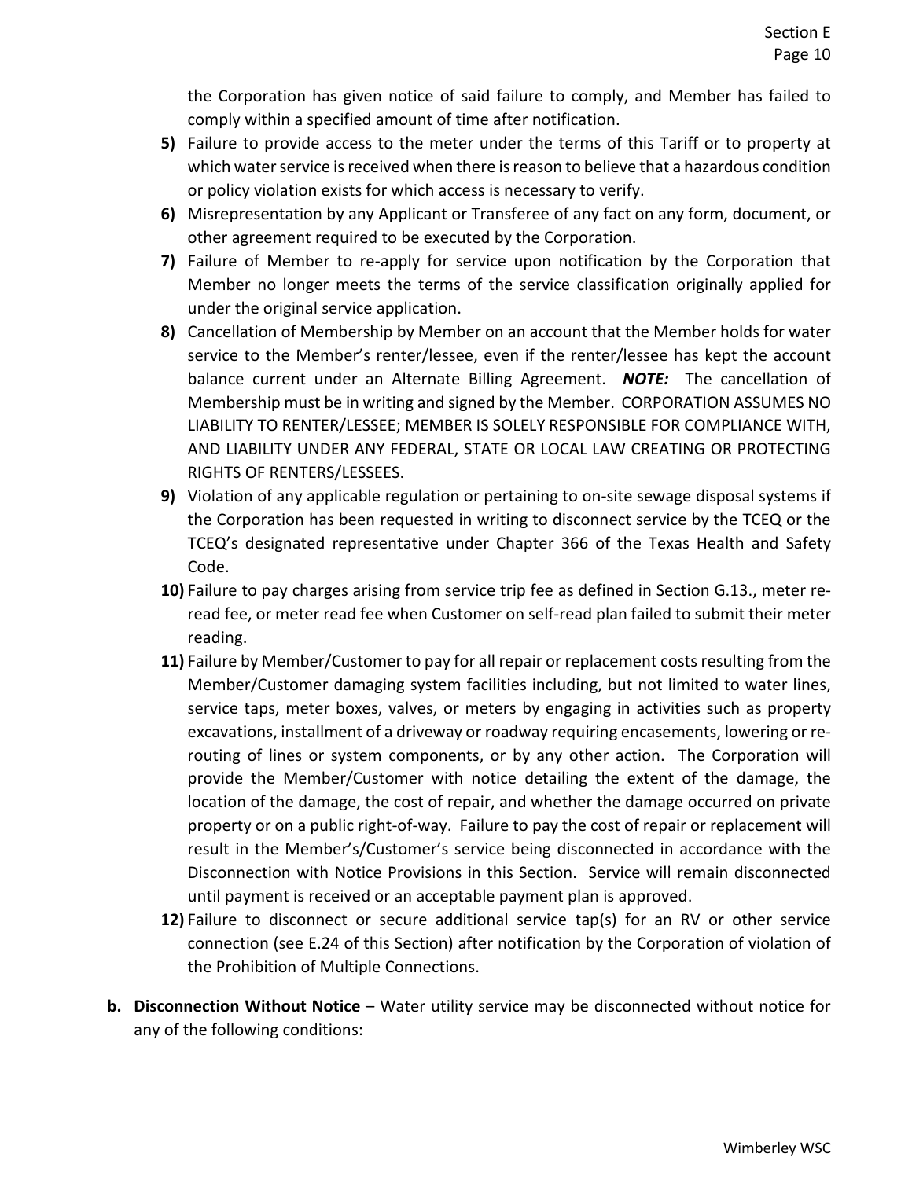the Corporation has given notice of said failure to comply, and Member has failed to comply within a specified amount of time after notification.

5) Failure to provide access to the meter under the terms of this Tariff or to property at which water service is received when there is reason to believe that a hazardous condition or policy violation exists for which access is necessary to verify.

6) Misrepresentation by any Applicant or Transferee of any fact on any form, document, or other agreement required to be executed by the Corporation.

7) Failure of Member to re-apply for service upon notification by the Corporation that Member no longer meets the terms of the service classification originally applied for under the original service application.

8) Cancellation of Membership by Member on an account that the Member holds for water service to the Member's renter/lessee, even if the renter/lessee has kept the account balance current under an Alternate Billing Agreement. ***NOTE:*** The cancellation of Membership must be in writing and signed by the Member. CORPORATION ASSUMES NO LIABILITY TO RENTER/LESSEE; MEMBER IS SOLELY RESPONSIBLE FOR COMPLIANCE WITH, AND LIABILITY UNDER ANY FEDERAL, STATE OR LOCAL LAW CREATING OR PROTECTING RIGHTS OF RENTERS/LESSEES.

9) Violation of any applicable regulation or pertaining to on-site sewage disposal systems if the Corporation has been requested in writing to disconnect service by the TCEQ or the TCEQ's designated representative under Chapter 366 of the Texas Health and Safety Code.

10) Failure to pay charges arising from service trip fee as defined in Section G.13., meter re-read fee, or meter read fee when Customer on self-read plan failed to submit their meter reading.

11) Failure by Member/Customer to pay for all repair or replacement costs resulting from the Member/Customer damaging system facilities including, but not limited to water lines, service taps, meter boxes, valves, or meters by engaging in activities such as property excavations, installment of a driveway or roadway requiring encasements, lowering or re-routing of lines or system components, or by any other action. The Corporation will provide the Member/Customer with notice detailing the extent of the damage, the location of the damage, the cost of repair, and whether the damage occurred on private property or on a public right-of-way. Failure to pay the cost of repair or replacement will result in the Member's/Customer's service being disconnected in accordance with the Disconnection with Notice Provisions in this Section. Service will remain disconnected until payment is received or an acceptable payment plan is approved.

12) Failure to disconnect or secure additional service tap(s) for an RV or other service connection (see E.24 of this Section) after notification by the Corporation of violation of the Prohibition of Multiple Connections.

**b. Disconnection Without Notice** – Water utility service may be disconnected without notice for any of the following conditions: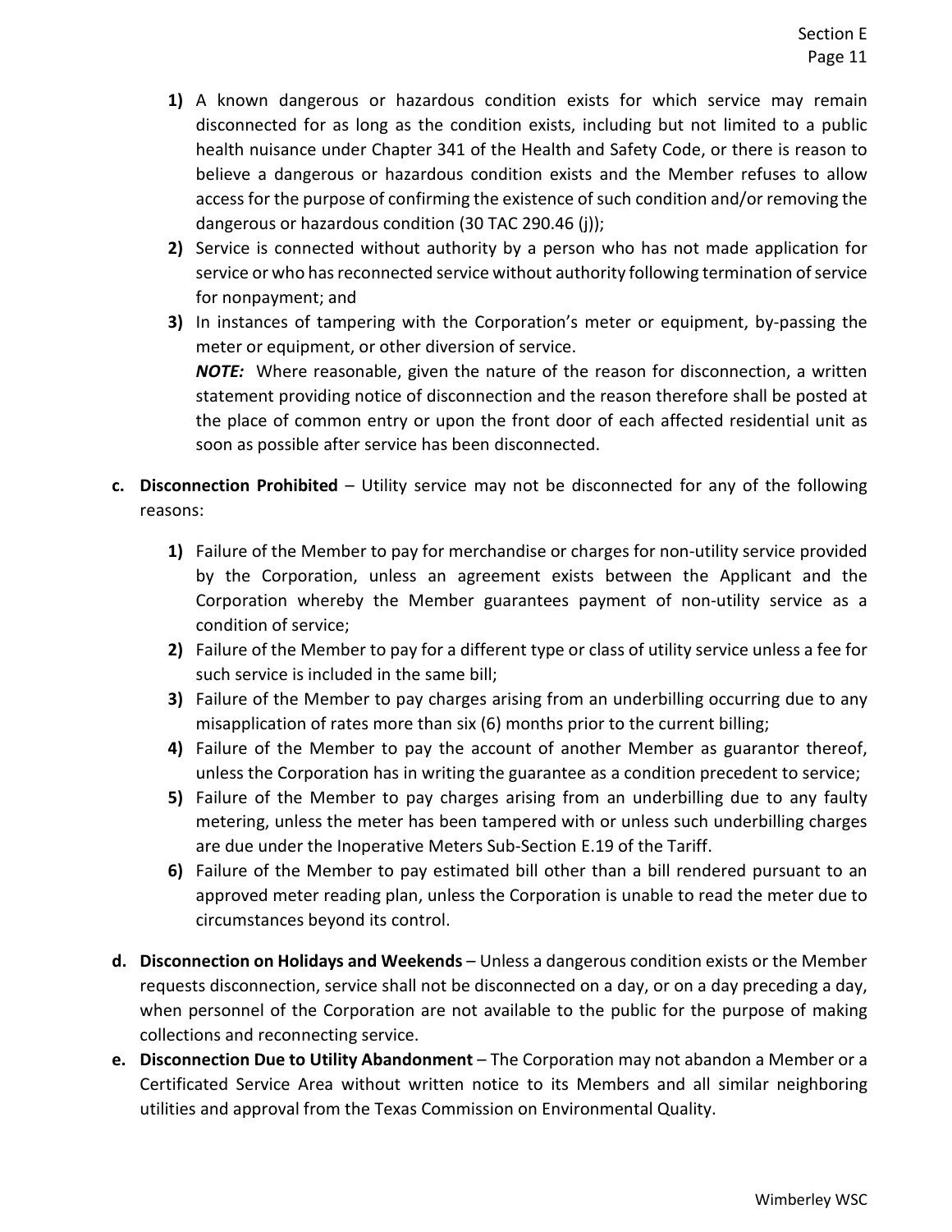1) A known dangerous or hazardous condition exists for which service may remain disconnected for as long as the condition exists, including but not limited to a public health nuisance under Chapter 341 of the Health and Safety Code, or there is reason to believe a dangerous or hazardous condition exists and the Member refuses to allow access for the purpose of confirming the existence of such condition and/or removing the dangerous or hazardous condition (30 TAC 290.46 (j));

2) Service is connected without authority by a person who has not made application for service or who has reconnected service without authority following termination of service for nonpayment; and

3) In instances of tampering with the Corporation's meter or equipment, by-passing the meter or equipment, or other diversion of service.

***NOTE:*** Where reasonable, given the nature of the reason for disconnection, a written statement providing notice of disconnection and the reason therefore shall be posted at the place of common entry or upon the front door of each affected residential unit as soon as possible after service has been disconnected.

**c. Disconnection Prohibited** – Utility service may not be disconnected for any of the following reasons:

1) Failure of the Member to pay for merchandise or charges for non-utility service provided by the Corporation, unless an agreement exists between the Applicant and the Corporation whereby the Member guarantees payment of non-utility service as a condition of service;
2) Failure of the Member to pay for a different type or class of utility service unless a fee for such service is included in the same bill;
3) Failure of the Member to pay charges arising from an underbilling occurring due to any misapplication of rates more than six (6) months prior to the current billing;
4) Failure of the Member to pay the account of another Member as guarantor thereof, unless the Corporation has in writing the guarantee as a condition precedent to service;
5) Failure of the Member to pay charges arising from an underbilling due to any faulty metering, unless the meter has been tampered with or unless such underbilling charges are due under the Inoperative Meters Sub-Section E.19 of the Tariff.
6) Failure of the Member to pay estimated bill other than a bill rendered pursuant to an approved meter reading plan, unless the Corporation is unable to read the meter due to circumstances beyond its control.

**d. Disconnection on Holidays and Weekends** – Unless a dangerous condition exists or the Member requests disconnection, service shall not be disconnected on a day, or on a day preceding a day, when personnel of the Corporation are not available to the public for the purpose of making collections and reconnecting service.

**e. Disconnection Due to Utility Abandonment** – The Corporation may not abandon a Member or a Certificated Service Area without written notice to its Members and all similar neighboring utilities and approval from the Texas Commission on Environmental Quality.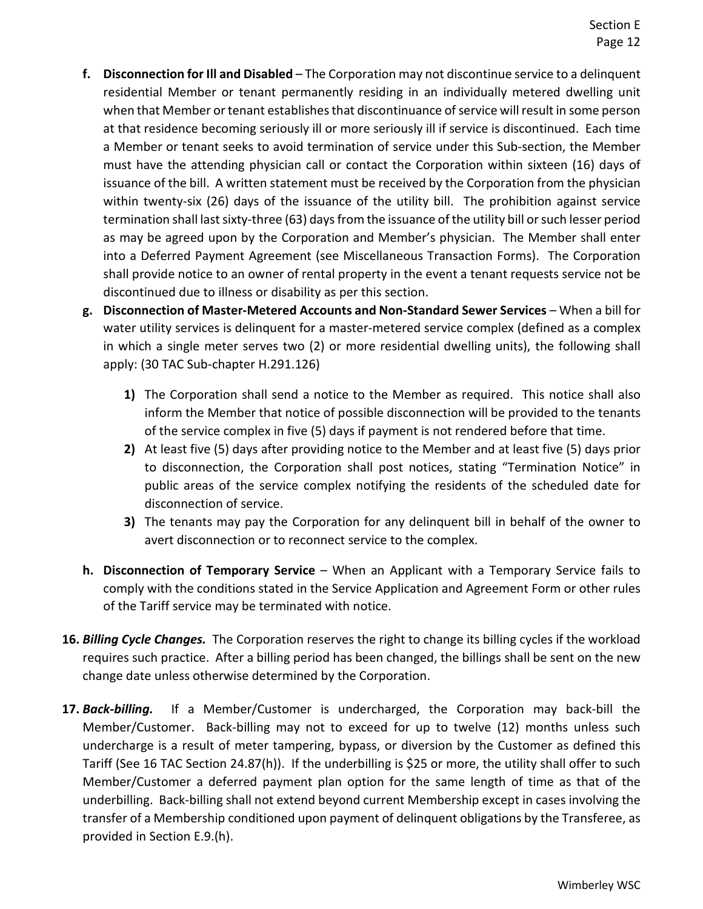- **f. Disconnection for Ill and Disabled** – The Corporation may not discontinue service to a delinquent residential Member or tenant permanently residing in an individually metered dwelling unit when that Member or tenant establishes that discontinuance of service will result in some person at that residence becoming seriously ill or more seriously ill if service is discontinued. Each time a Member or tenant seeks to avoid termination of service under this Sub-section, the Member must have the attending physician call or contact the Corporation within sixteen (16) days of issuance of the bill. A written statement must be received by the Corporation from the physician within twenty-six (26) days of the issuance of the utility bill. The prohibition against service termination shall last sixty-three (63) days from the issuance of the utility bill or such lesser period as may be agreed upon by the Corporation and Member's physician. The Member shall enter into a Deferred Payment Agreement (see Miscellaneous Transaction Forms). The Corporation shall provide notice to an owner of rental property in the event a tenant requests service not be discontinued due to illness or disability as per this section.
- **g. Disconnection of Master-Metered Accounts and Non-Standard Sewer Services** – When a bill for water utility services is delinquent for a master-metered service complex (defined as a complex in which a single meter serves two (2) or more residential dwelling units), the following shall apply: (30 TAC Sub-chapter H.291.126)

  **1)** The Corporation shall send a notice to the Member as required. This notice shall also inform the Member that notice of possible disconnection will be provided to the tenants of the service complex in five (5) days if payment is not rendered before that time.

  **2)** At least five (5) days after providing notice to the Member and at least five (5) days prior to disconnection, the Corporation shall post notices, stating "Termination Notice" in public areas of the service complex notifying the residents of the scheduled date for disconnection of service.

  **3)** The tenants may pay the Corporation for any delinquent bill in behalf of the owner to avert disconnection or to reconnect service to the complex.

- **h. Disconnection of Temporary Service** – When an Applicant with a Temporary Service fails to comply with the conditions stated in the Service Application and Agreement Form or other rules of the Tariff service may be terminated with notice.

**16. *Billing Cycle Changes.*** The Corporation reserves the right to change its billing cycles if the workload requires such practice. After a billing period has been changed, the billings shall be sent on the new change date unless otherwise determined by the Corporation.

**17. *Back-billing.*** If a Member/Customer is undercharged, the Corporation may back-bill the Member/Customer. Back-billing may not to exceed for up to twelve (12) months unless such undercharge is a result of meter tampering, bypass, or diversion by the Customer as defined this Tariff (See 16 TAC Section 24.87(h)). If the underbilling is $25 or more, the utility shall offer to such Member/Customer a deferred payment plan option for the same length of time as that of the underbilling. Back-billing shall not extend beyond current Membership except in cases involving the transfer of a Membership conditioned upon payment of delinquent obligations by the Transferee, as provided in Section E.9.(h).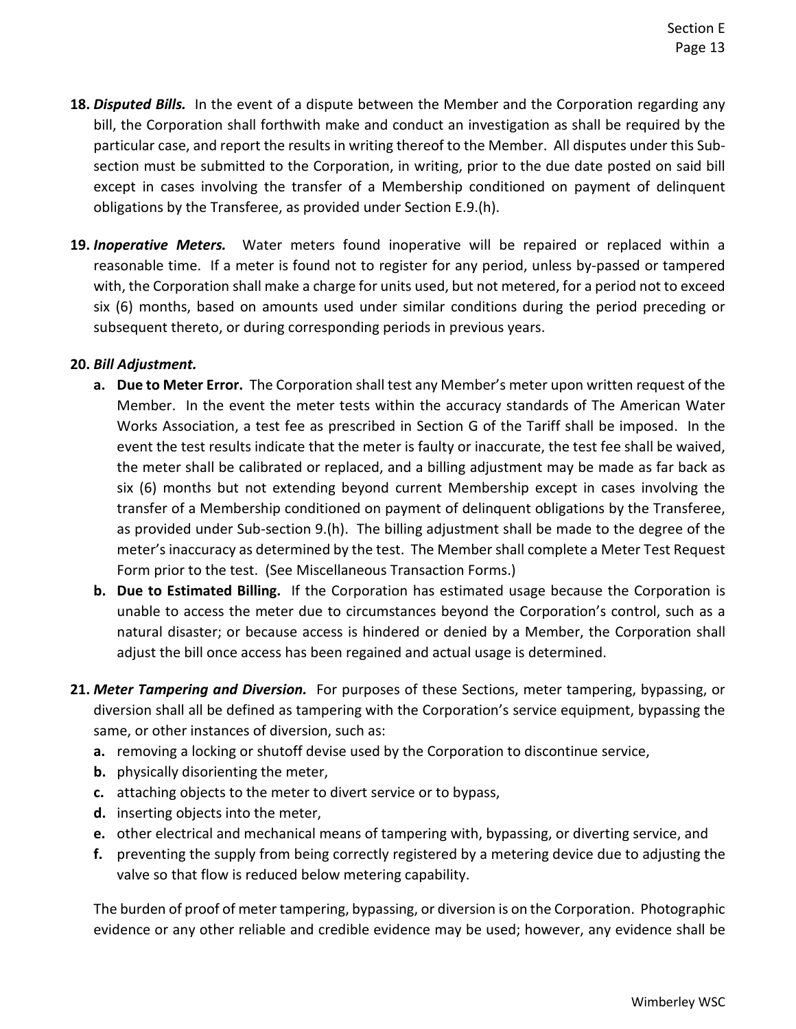**18. *Disputed Bills.*** In the event of a dispute between the Member and the Corporation regarding any bill, the Corporation shall forthwith make and conduct an investigation as shall be required by the particular case, and report the results in writing thereof to the Member. All disputes under this Sub-section must be submitted to the Corporation, in writing, prior to the due date posted on said bill except in cases involving the transfer of a Membership conditioned on payment of delinquent obligations by the Transferee, as provided under Section E.9.(h).

**19. *Inoperative Meters.*** Water meters found inoperative will be repaired or replaced within a reasonable time. If a meter is found not to register for any period, unless by-passed or tampered with, the Corporation shall make a charge for units used, but not metered, for a period not to exceed six (6) months, based on amounts used under similar conditions during the period preceding or subsequent thereto, or during corresponding periods in previous years.

**20. *Bill Adjustment.***

**a. Due to Meter Error.** The Corporation shall test any Member's meter upon written request of the Member. In the event the meter tests within the accuracy standards of The American Water Works Association, a test fee as prescribed in Section G of the Tariff shall be imposed. In the event the test results indicate that the meter is faulty or inaccurate, the test fee shall be waived, the meter shall be calibrated or replaced, and a billing adjustment may be made as far back as six (6) months but not extending beyond current Membership except in cases involving the transfer of a Membership conditioned on payment of delinquent obligations by the Transferee, as provided under Sub-section 9.(h). The billing adjustment shall be made to the degree of the meter's inaccuracy as determined by the test. The Member shall complete a Meter Test Request Form prior to the test. (See Miscellaneous Transaction Forms.)

**b. Due to Estimated Billing.** If the Corporation has estimated usage because the Corporation is unable to access the meter due to circumstances beyond the Corporation's control, such as a natural disaster; or because access is hindered or denied by a Member, the Corporation shall adjust the bill once access has been regained and actual usage is determined.

**21. *Meter Tampering and Diversion.*** For purposes of these Sections, meter tampering, bypassing, or diversion shall all be defined as tampering with the Corporation's service equipment, bypassing the same, or other instances of diversion, such as:

**a.** removing a locking or shutoff devise used by the Corporation to discontinue service,
**b.** physically disorienting the meter,
**c.** attaching objects to the meter to divert service or to bypass,
**d.** inserting objects into the meter,
**e.** other electrical and mechanical means of tampering with, bypassing, or diverting service, and
**f.** preventing the supply from being correctly registered by a metering device due to adjusting the valve so that flow is reduced below metering capability.

The burden of proof of meter tampering, bypassing, or diversion is on the Corporation. Photographic evidence or any other reliable and credible evidence may be used; however, any evidence shall be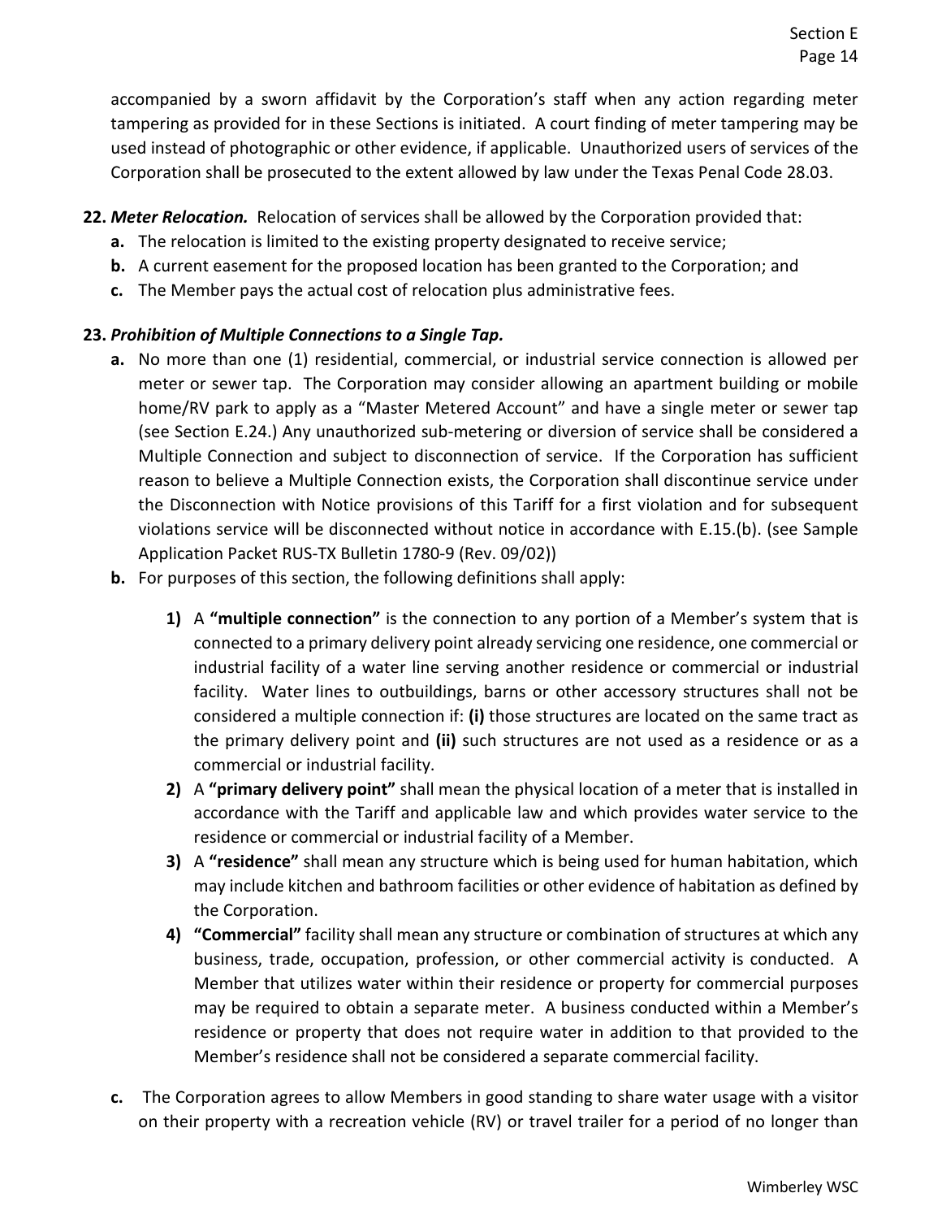accompanied by a sworn affidavit by the Corporation's staff when any action regarding meter tampering as provided for in these Sections is initiated. A court finding of meter tampering may be used instead of photographic or other evidence, if applicable. Unauthorized users of services of the Corporation shall be prosecuted to the extent allowed by law under the Texas Penal Code 28.03.

**22.** ***Meter Relocation.*** Relocation of services shall be allowed by the Corporation provided that:

- **a.** The relocation is limited to the existing property designated to receive service;
- **b.** A current easement for the proposed location has been granted to the Corporation; and
- **c.** The Member pays the actual cost of relocation plus administrative fees.

**23.** ***Prohibition of Multiple Connections to a Single Tap.***

- **a.** No more than one (1) residential, commercial, or industrial service connection is allowed per meter or sewer tap. The Corporation may consider allowing an apartment building or mobile home/RV park to apply as a "Master Metered Account" and have a single meter or sewer tap (see Section E.24.) Any unauthorized sub-metering or diversion of service shall be considered a Multiple Connection and subject to disconnection of service. If the Corporation has sufficient reason to believe a Multiple Connection exists, the Corporation shall discontinue service under the Disconnection with Notice provisions of this Tariff for a first violation and for subsequent violations service will be disconnected without notice in accordance with E.15.(b). (see Sample Application Packet RUS-TX Bulletin 1780-9 (Rev. 09/02))
- **b.** For purposes of this section, the following definitions shall apply:
  - **1)** A **"multiple connection"** is the connection to any portion of a Member's system that is connected to a primary delivery point already servicing one residence, one commercial or industrial facility of a water line serving another residence or commercial or industrial facility. Water lines to outbuildings, barns or other accessory structures shall not be considered a multiple connection if: **(i)** those structures are located on the same tract as the primary delivery point and **(ii)** such structures are not used as a residence or as a commercial or industrial facility.
  - **2)** A **"primary delivery point"** shall mean the physical location of a meter that is installed in accordance with the Tariff and applicable law and which provides water service to the residence or commercial or industrial facility of a Member.
  - **3)** A **"residence"** shall mean any structure which is being used for human habitation, which may include kitchen and bathroom facilities or other evidence of habitation as defined by the Corporation.
  - **4)** **"Commercial"** facility shall mean any structure or combination of structures at which any business, trade, occupation, profession, or other commercial activity is conducted. A Member that utilizes water within their residence or property for commercial purposes may be required to obtain a separate meter. A business conducted within a Member's residence or property that does not require water in addition to that provided to the Member's residence shall not be considered a separate commercial facility.
- **c.** The Corporation agrees to allow Members in good standing to share water usage with a visitor on their property with a recreation vehicle (RV) or travel trailer for a period of no longer than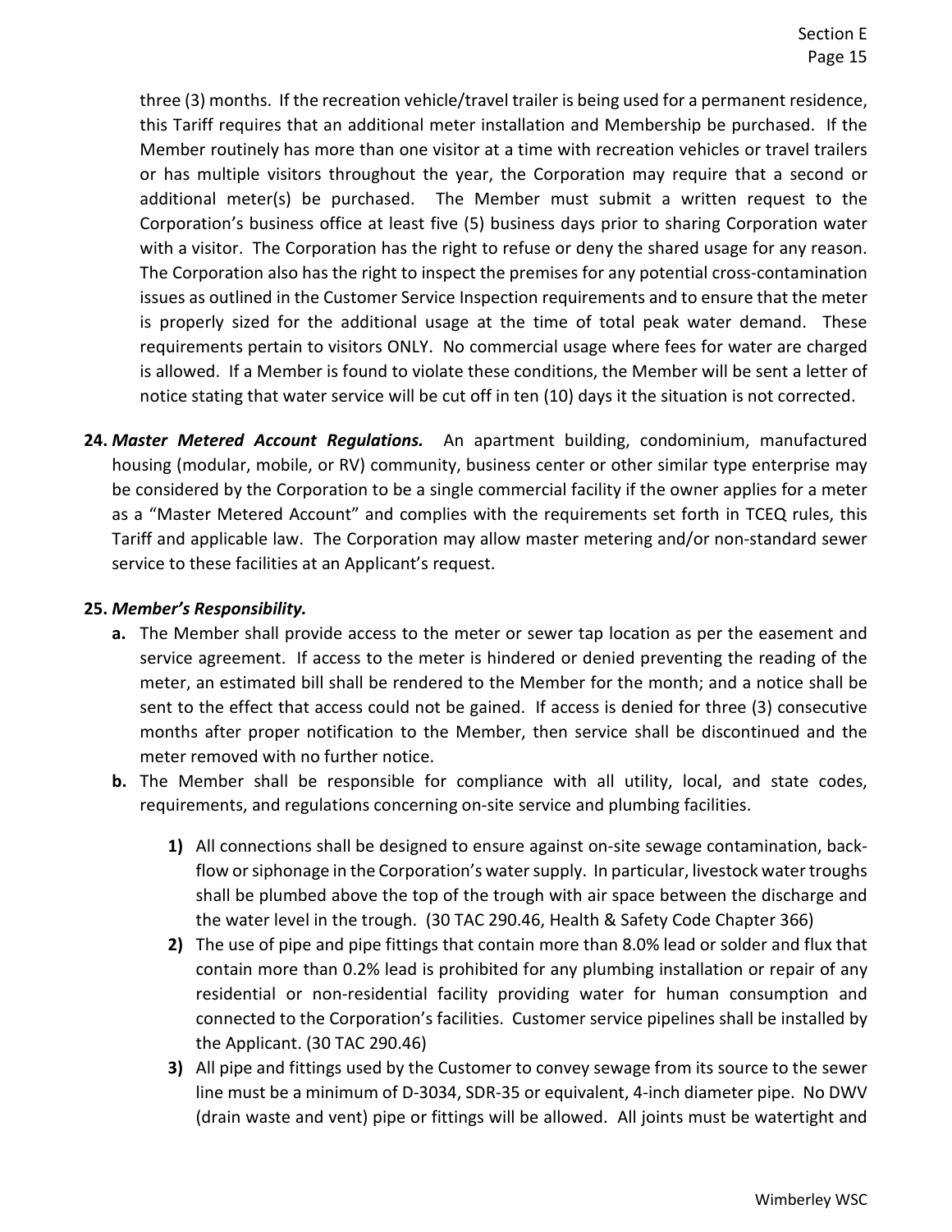three (3) months. If the recreation vehicle/travel trailer is being used for a permanent residence, this Tariff requires that an additional meter installation and Membership be purchased. If the Member routinely has more than one visitor at a time with recreation vehicles or travel trailers or has multiple visitors throughout the year, the Corporation may require that a second or additional meter(s) be purchased. The Member must submit a written request to the Corporation's business office at least five (5) business days prior to sharing Corporation water with a visitor. The Corporation has the right to refuse or deny the shared usage for any reason. The Corporation also has the right to inspect the premises for any potential cross-contamination issues as outlined in the Customer Service Inspection requirements and to ensure that the meter is properly sized for the additional usage at the time of total peak water demand. These requirements pertain to visitors ONLY. No commercial usage where fees for water are charged is allowed. If a Member is found to violate these conditions, the Member will be sent a letter of notice stating that water service will be cut off in ten (10) days it the situation is not corrected.

**24.** ***Master Metered Account Regulations.*** An apartment building, condominium, manufactured housing (modular, mobile, or RV) community, business center or other similar type enterprise may be considered by the Corporation to be a single commercial facility if the owner applies for a meter as a "Master Metered Account" and complies with the requirements set forth in TCEQ rules, this Tariff and applicable law. The Corporation may allow master metering and/or non-standard sewer service to these facilities at an Applicant's request.

**25.** ***Member's Responsibility.***

**a.** The Member shall provide access to the meter or sewer tap location as per the easement and service agreement. If access to the meter is hindered or denied preventing the reading of the meter, an estimated bill shall be rendered to the Member for the month; and a notice shall be sent to the effect that access could not be gained. If access is denied for three (3) consecutive months after proper notification to the Member, then service shall be discontinued and the meter removed with no further notice.

**b.** The Member shall be responsible for compliance with all utility, local, and state codes, requirements, and regulations concerning on-site service and plumbing facilities.

**1)** All connections shall be designed to ensure against on-site sewage contamination, back-flow or siphonage in the Corporation's water supply. In particular, livestock water troughs shall be plumbed above the top of the trough with air space between the discharge and the water level in the trough. (30 TAC 290.46, Health & Safety Code Chapter 366)

**2)** The use of pipe and pipe fittings that contain more than 8.0% lead or solder and flux that contain more than 0.2% lead is prohibited for any plumbing installation or repair of any residential or non-residential facility providing water for human consumption and connected to the Corporation's facilities. Customer service pipelines shall be installed by the Applicant. (30 TAC 290.46)

**3)** All pipe and fittings used by the Customer to convey sewage from its source to the sewer line must be a minimum of D-3034, SDR-35 or equivalent, 4-inch diameter pipe. No DWV (drain waste and vent) pipe or fittings will be allowed. All joints must be watertight and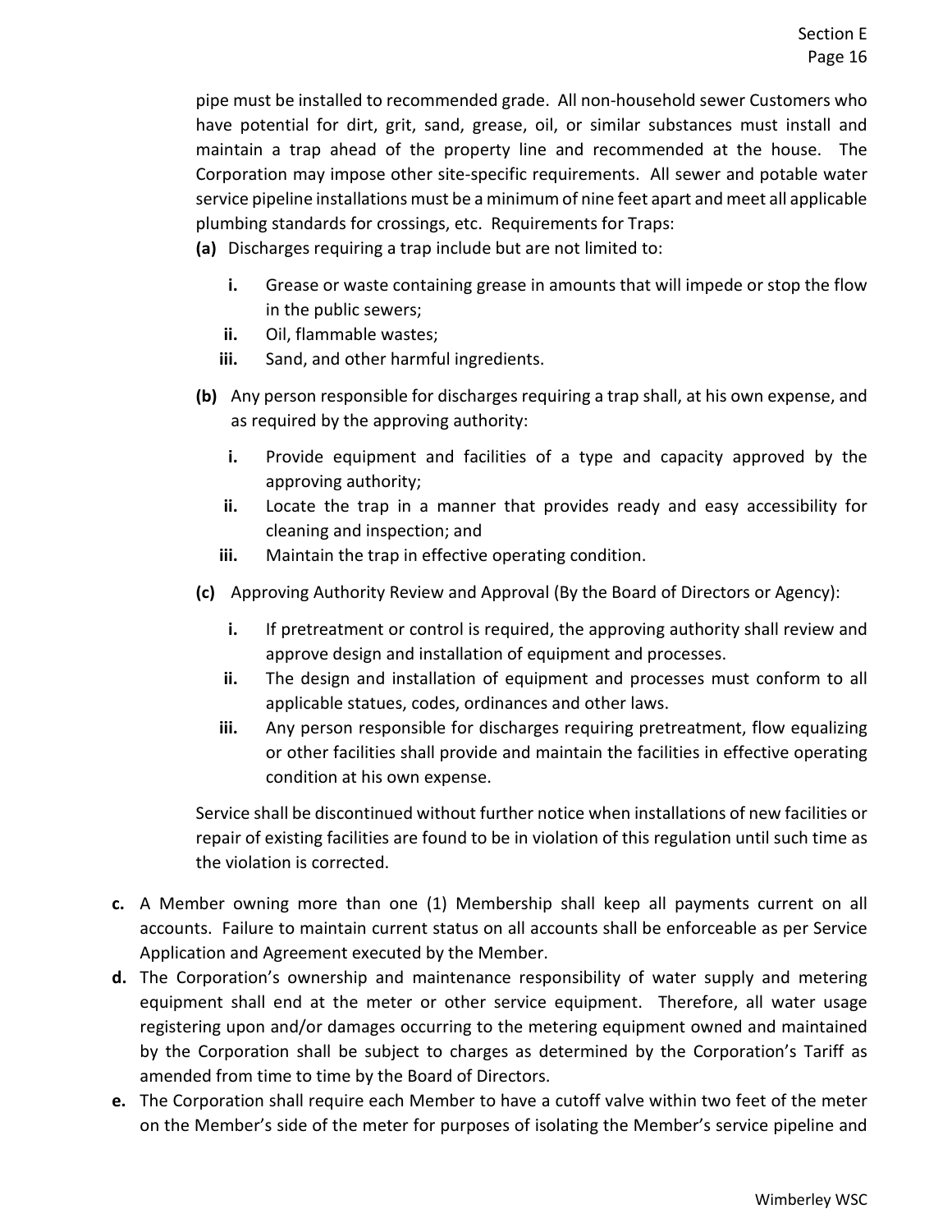pipe must be installed to recommended grade. All non-household sewer Customers who have potential for dirt, grit, sand, grease, oil, or similar substances must install and maintain a trap ahead of the property line and recommended at the house. The Corporation may impose other site-specific requirements. All sewer and potable water service pipeline installations must be a minimum of nine feet apart and meet all applicable plumbing standards for crossings, etc. Requirements for Traps:

**(a)** Discharges requiring a trap include but are not limited to:

- **i.** Grease or waste containing grease in amounts that will impede or stop the flow in the public sewers;
- **ii.** Oil, flammable wastes;
- **iii.** Sand, and other harmful ingredients.

**(b)** Any person responsible for discharges requiring a trap shall, at his own expense, and as required by the approving authority:

- **i.** Provide equipment and facilities of a type and capacity approved by the approving authority;
- **ii.** Locate the trap in a manner that provides ready and easy accessibility for cleaning and inspection; and
- **iii.** Maintain the trap in effective operating condition.

**(c)** Approving Authority Review and Approval (By the Board of Directors or Agency):

- **i.** If pretreatment or control is required, the approving authority shall review and approve design and installation of equipment and processes.
- **ii.** The design and installation of equipment and processes must conform to all applicable statues, codes, ordinances and other laws.
- **iii.** Any person responsible for discharges requiring pretreatment, flow equalizing or other facilities shall provide and maintain the facilities in effective operating condition at his own expense.

Service shall be discontinued without further notice when installations of new facilities or repair of existing facilities are found to be in violation of this regulation until such time as the violation is corrected.

**c.** A Member owning more than one (1) Membership shall keep all payments current on all accounts. Failure to maintain current status on all accounts shall be enforceable as per Service Application and Agreement executed by the Member.

**d.** The Corporation's ownership and maintenance responsibility of water supply and metering equipment shall end at the meter or other service equipment. Therefore, all water usage registering upon and/or damages occurring to the metering equipment owned and maintained by the Corporation shall be subject to charges as determined by the Corporation's Tariff as amended from time to time by the Board of Directors.

**e.** The Corporation shall require each Member to have a cutoff valve within two feet of the meter on the Member's side of the meter for purposes of isolating the Member's service pipeline and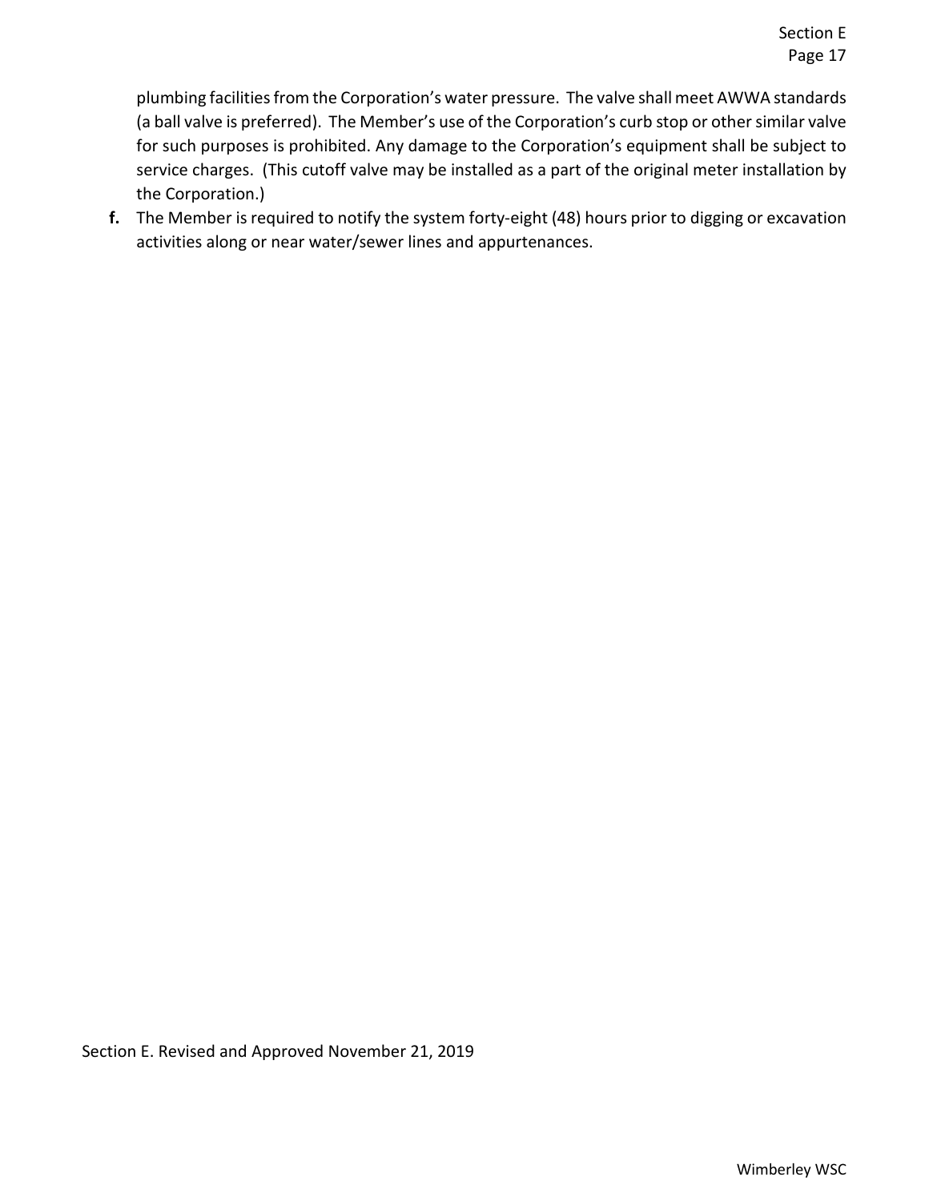plumbing facilities from the Corporation's water pressure. The valve shall meet AWWA standards (a ball valve is preferred). The Member's use of the Corporation's curb stop or other similar valve for such purposes is prohibited. Any damage to the Corporation's equipment shall be subject to service charges. (This cutoff valve may be installed as a part of the original meter installation by the Corporation.)

**f.** The Member is required to notify the system forty-eight (48) hours prior to digging or excavation activities along or near water/sewer lines and appurtenances.